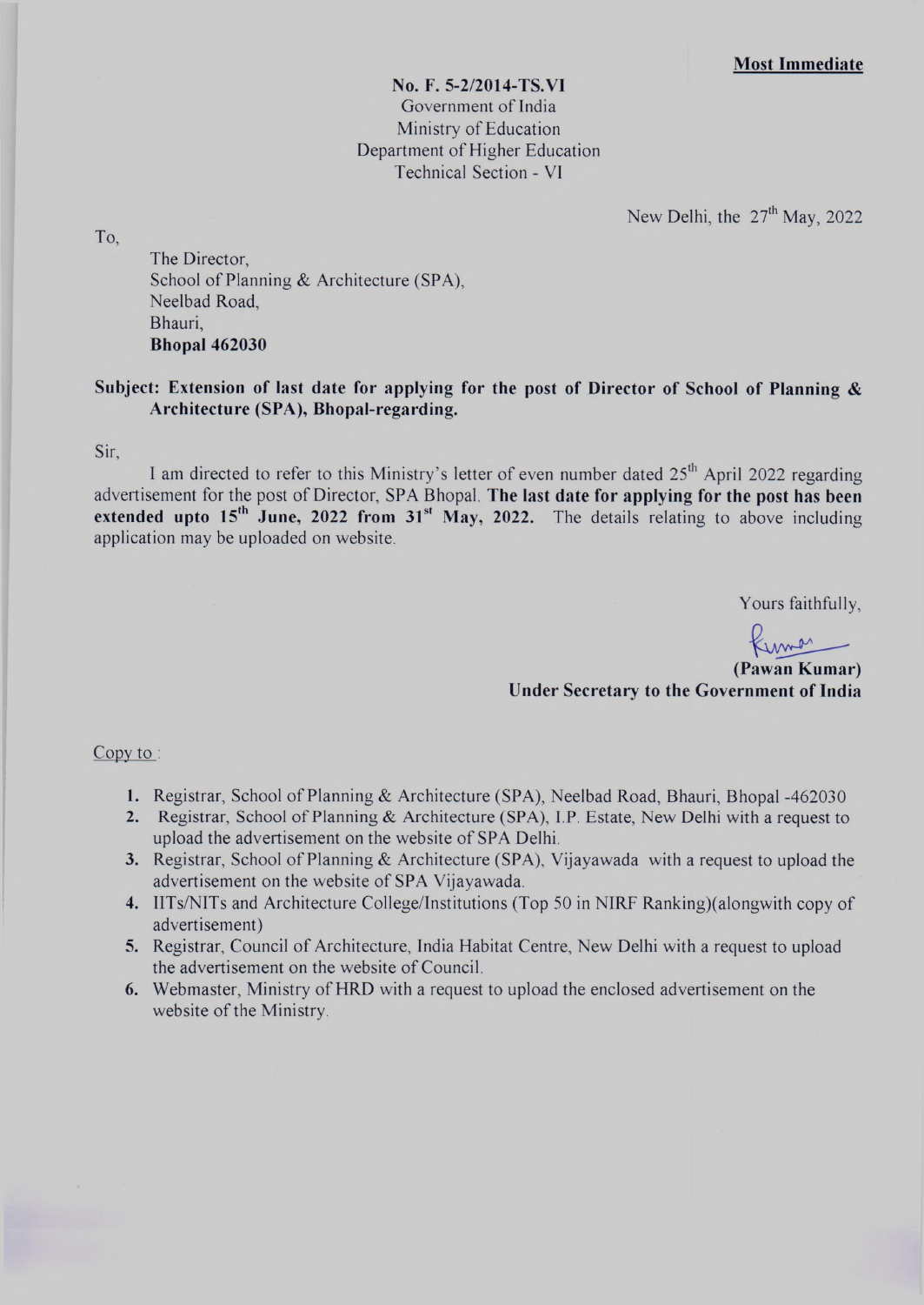**Most Immediate**

**No. F. 5-2/2014-TS.VI**
Government of India
Ministry of Education
Department of Higher Education
Technical Section - VI

New Delhi, the 27th May, 2022

To,

The Director,
School of Planning & Architecture (SPA),
Neelbad Road,
Bhauri,
**Bhopal 462030**

**Subject: Extension of last date for applying for the post of Director of School of Planning & Architecture (SPA), Bhopal-regarding.**

Sir,

I am directed to refer to this Ministry's letter of even number dated 25th April 2022 regarding advertisement for the post of Director, SPA Bhopal. **The last date for applying for the post has been extended upto 15th June, 2022 from 31st May, 2022.** The details relating to above including application may be uploaded on website.

Yours faithfully,

**(Pawan Kumar)**
**Under Secretary to the Government of India**

Copy to :

1. Registrar, School of Planning & Architecture (SPA), Neelbad Road, Bhauri, Bhopal -462030
2. Registrar, School of Planning & Architecture (SPA), I.P. Estate, New Delhi with a request to upload the advertisement on the website of SPA Delhi.
3. Registrar, School of Planning & Architecture (SPA), Vijayawada with a request to upload the advertisement on the website of SPA Vijayawada.
4. IITs/NITs and Architecture College/Institutions (Top 50 in NIRF Ranking)(alongwith copy of advertisement)
5. Registrar, Council of Architecture, India Habitat Centre, New Delhi with a request to upload the advertisement on the website of Council.
6. Webmaster, Ministry of HRD with a request to upload the enclosed advertisement on the website of the Ministry.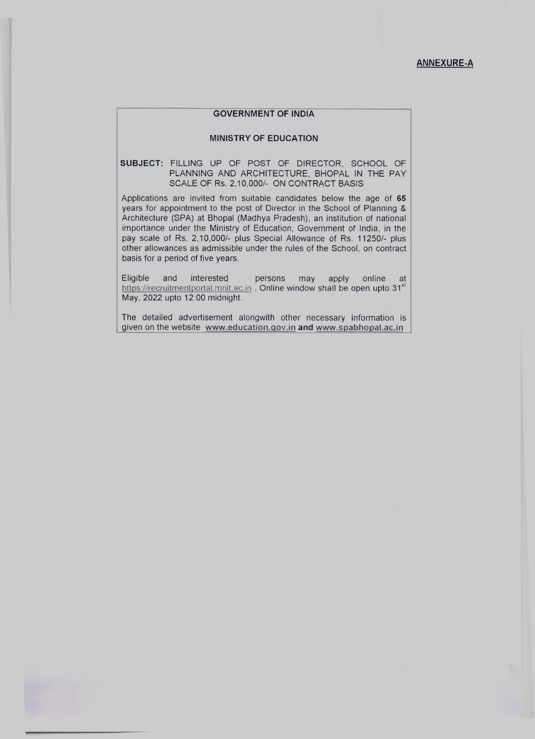**ANNEXURE-A**

**GOVERNMENT OF INDIA**

**MINISTRY OF EDUCATION**

**SUBJECT:** FILLING UP OF POST OF DIRECTOR, SCHOOL OF PLANNING AND ARCHITECTURE, BHOPAL IN THE PAY SCALE OF Rs. 2,10,000/- ON CONTRACT BASIS

Applications are invited from suitable candidates below the age of **65** years for appointment to the post of Director in the School of Planning & Architecture (SPA) at Bhopal (Madhya Pradesh), an institution of national importance under the Ministry of Education, Government of India, in the pay scale of Rs. 2,10,000/- plus Special Allowance of Rs. 11250/- plus other allowances as admissible under the rules of the School, on contract basis for a period of five years.

Eligible and interested persons may apply online at https://recruitmentportal.mnit.ac.in . Online window shall be open upto 31st May, 2022 upto 12:00 midnight.

The detailed advertisement alongwith other necessary information is given on the website www.education.gov.in **and** www.spabhopal.ac.in